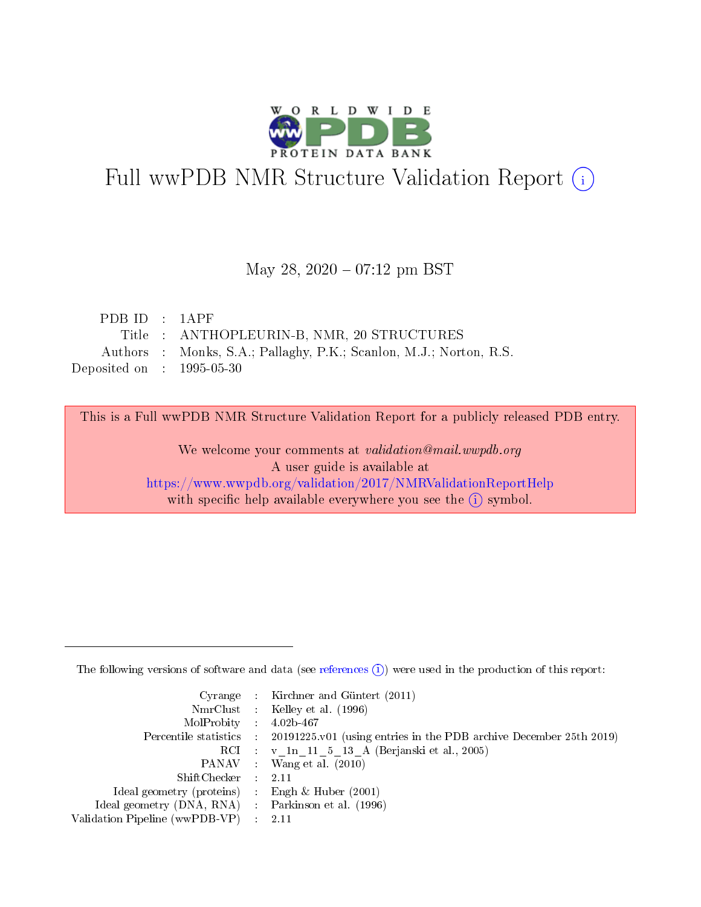# Full wwPDB NMR Structure Validation Report (i)

May 28, 2020 – 07:12 pm BST

| | | |
|---|---|---|
| PDB ID | : | 1APF |
| Title | : | ANTHOPLEURIN-B, NMR, 20 STRUCTURES |
| Authors | : | Monks, S.A.; Pallaghy, P.K.; Scanlon, M.J.; Norton, R.S. |
| Deposited on | : | 1995-05-30 |

This is a Full wwPDB NMR Structure Validation Report for a publicly released PDB entry.

We welcome your comments at *validation@mail.wwpdb.org*
A user guide is available at
https://www.wwpdb.org/validation/2017/NMRValidationReportHelp
with specific help available everywhere you see the (i) symbol.

The following versions of software and data (see references (i)) were used in the production of this report:

| | | |
|---|---|---|
| Cyrange | : | Kirchner and Güntert (2011) |
| NmrClust | : | Kelley et al. (1996) |
| MolProbity | : | 4.02b-467 |
| Percentile statistics | : | 20191225.v01 (using entries in the PDB archive December 25th 2019) |
| RCI | : | v_1n_11_5_13_A (Berjanski et al., 2005) |
| PANAV | : | Wang et al. (2010) |
| ShiftChecker | : | 2.11 |
| Ideal geometry (proteins) | : | Engh & Huber (2001) |
| Ideal geometry (DNA, RNA) | : | Parkinson et al. (1996) |
| Validation Pipeline (wwPDB-VP) | : | 2.11 |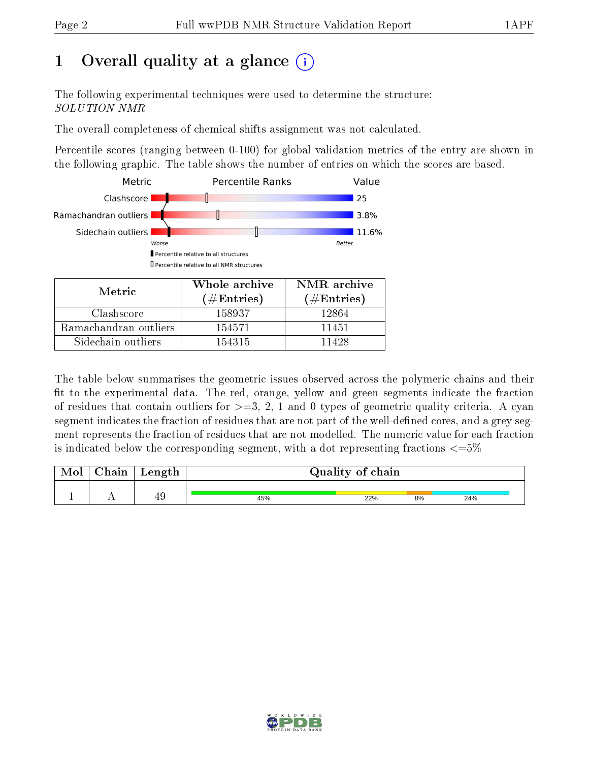# 1 Overall quality at a glance

The following experimental techniques were used to determine the structure:
*SOLUTION NMR*

The overall completeness of chemical shifts assignment was not calculated.

Percentile scores (ranging between 0-100) for global validation metrics of the entry are shown in the following graphic. The table shows the number of entries on which the scores are based.

| Metric | Value |
|---|---|
| Clashscore | 25 |
| Ramachandran outliers | 3.8% |
| Sidechain outliers | 11.6% |

| Metric | Whole archive (#Entries) | NMR archive (#Entries) |
|---|---|---|
| Clashscore | 158937 | 12864 |
| Ramachandran outliers | 154571 | 11451 |
| Sidechain outliers | 154315 | 11428 |

The table below summarises the geometric issues observed across the polymeric chains and their fit to the experimental data. The red, orange, yellow and green segments indicate the fraction of residues that contain outliers for >=3, 2, 1 and 0 types of geometric quality criteria. A cyan segment indicates the fraction of residues that are not part of the well-defined cores, and a grey segment represents the fraction of residues that are not modelled. The numeric value for each fraction is indicated below the corresponding segment, with a dot representing fractions <=5%

| Mol | Chain | Length | Quality of chain |
|---|---|---|---|
| 1 | A | 49 | 45% 22% 8% 24% |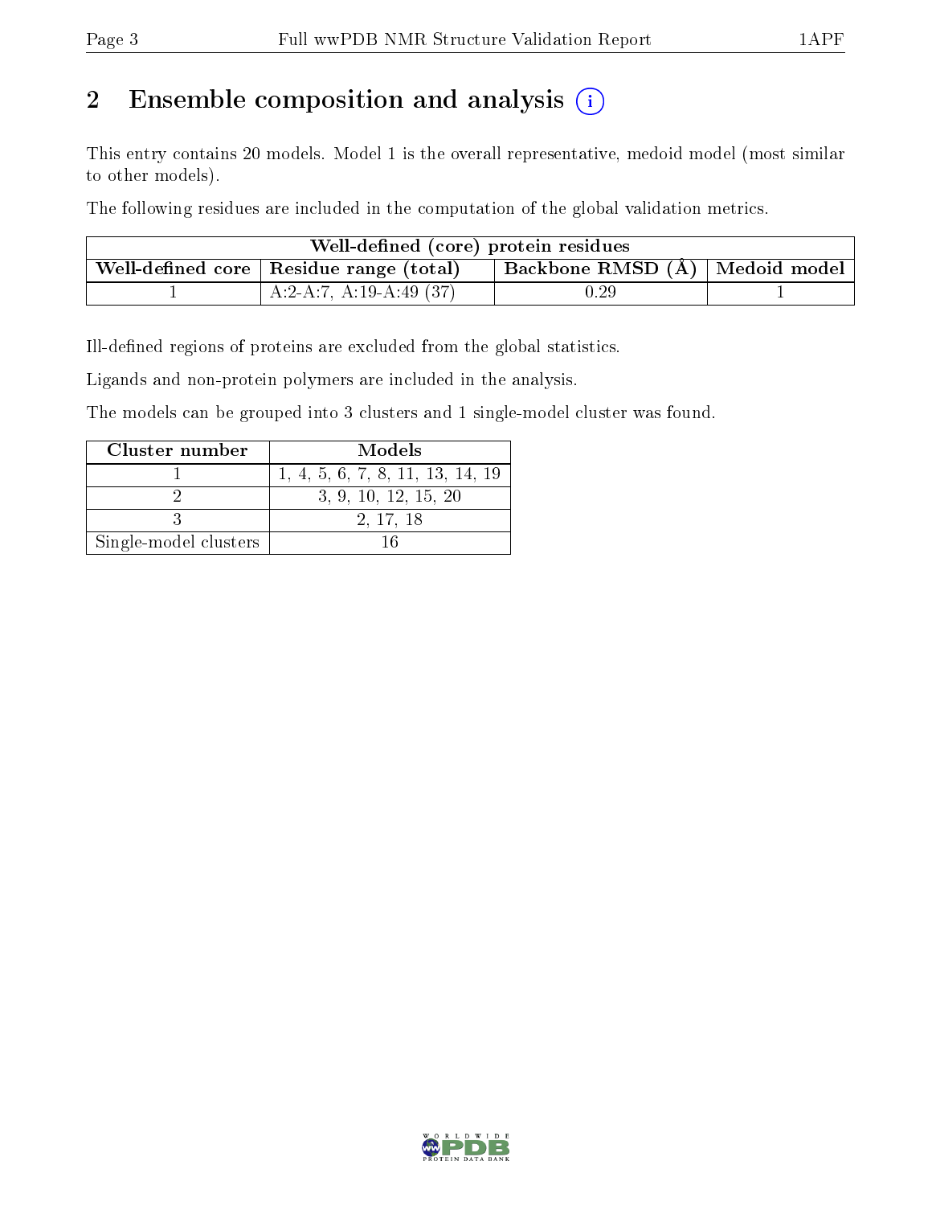# 2 Ensemble composition and analysis (i)

This entry contains 20 models. Model 1 is the overall representative, medoid model (most similar to other models).

The following residues are included in the computation of the global validation metrics.

| Well-defined (core) protein residues | | | |
|---|---|---|---|
| Well-defined core | Residue range (total) | Backbone RMSD (Å) | Medoid model |
| 1 | A:2-A:7, A:19-A:49 (37) | 0.29 | 1 |

Ill-defined regions of proteins are excluded from the global statistics.

Ligands and non-protein polymers are included in the analysis.

The models can be grouped into 3 clusters and 1 single-model cluster was found.

| Cluster number | Models |
|---|---|
| 1 | 1, 4, 5, 6, 7, 8, 11, 13, 14, 19 |
| 2 | 3, 9, 10, 12, 15, 20 |
| 3 | 2, 17, 18 |
| Single-model clusters | 16 |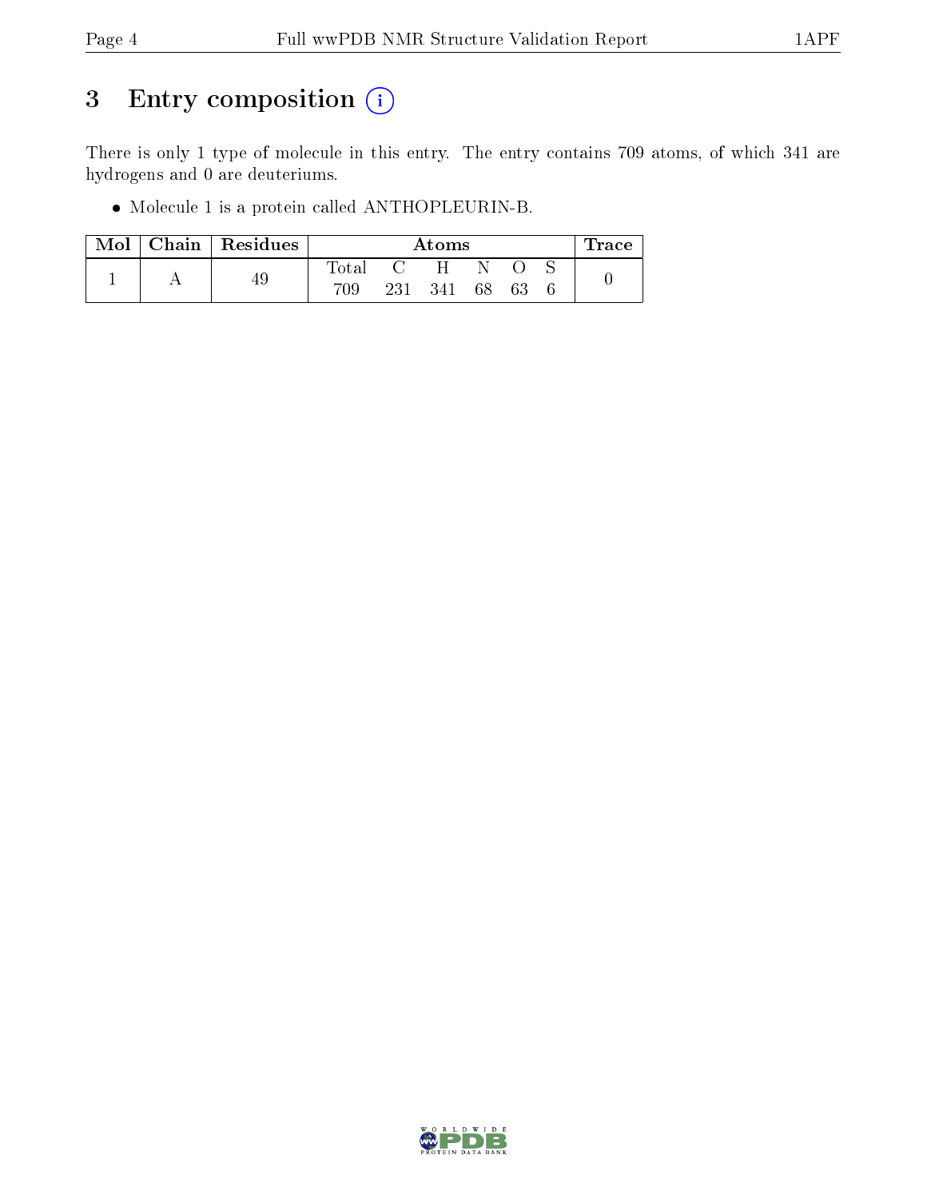# 3 Entry composition (i)

There is only 1 type of molecule in this entry. The entry contains 709 atoms, of which 341 are hydrogens and 0 are deuteriums.

- Molecule 1 is a protein called ANTHOPLEURIN-B.

| Mol | Chain | Residues | Atoms | | | | | | Trace |
|---|---|---|---|---|---|---|---|---|---|
| | | | Total | C | H | N | O | S | |
| 1 | A | 49 | 709 | 231 | 341 | 68 | 63 | 6 | 0 |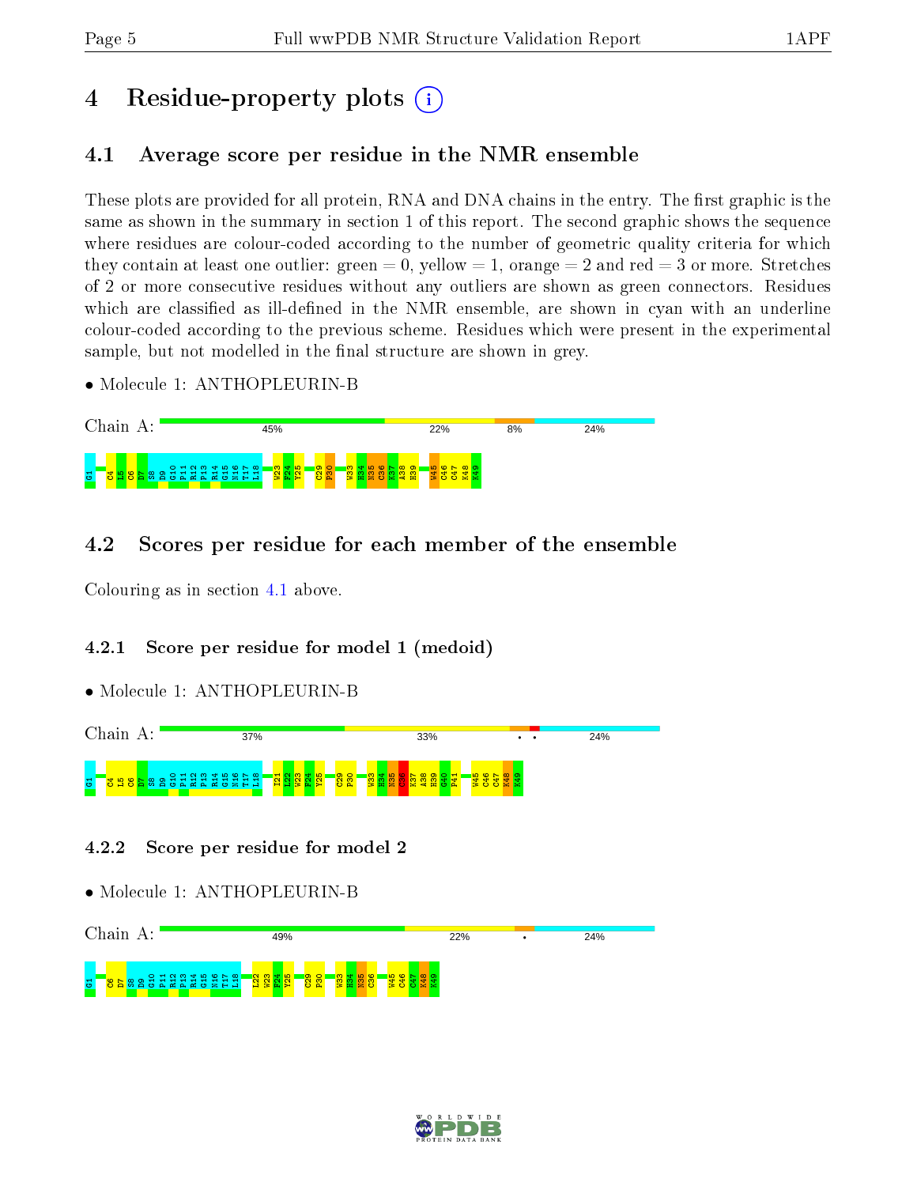# 4 Residue-property plots

## 4.1 Average score per residue in the NMR ensemble

These plots are provided for all protein, RNA and DNA chains in the entry. The first graphic is the same as shown in the summary in section 1 of this report. The second graphic shows the sequence where residues are colour-coded according to the number of geometric quality criteria for which they contain at least one outlier: green = 0, yellow = 1, orange = 2 and red = 3 or more. Stretches of 2 or more consecutive residues without any outliers are shown as green connectors. Residues which are classified as ill-defined in the NMR ensemble, are shown in cyan with an underline colour-coded according to the previous scheme. Residues which were present in the experimental sample, but not modelled in the final structure are shown in grey.

- Molecule 1: ANTHOPLEURIN-B

Chain A: 45% 22% 8% 24%

G1 C4 L5 C6 D7 S8 D9 G10 P11 R12 P13 R14 G15 N16 T17 L18 W23 P24 Y25 C29 P30 W33 H34 N35 C36 K37 A38 H39 W45 C46 C47 K48 K49

## 4.2 Scores per residue for each member of the ensemble

Colouring as in section 4.1 above.

### 4.2.1 Score per residue for model 1 (medoid)

- Molecule 1: ANTHOPLEURIN-B

Chain A: 37% 33% • • 24%

G1 C4 L5 C6 D7 S8 D9 G10 P11 R12 P13 R14 G15 N16 T17 L18 I21 L22 W23 P24 Y25 C29 P30 W33 H34 N35 C36 K37 A38 H39 G40 P41 W45 C46 C47 K48 K49

### 4.2.2 Score per residue for model 2

- Molecule 1: ANTHOPLEURIN-B

Chain A: 49% 22% • 24%

G1 C6 D7 S8 D9 G10 P11 R12 P13 R14 G15 N16 T17 L18 L22 W23 P24 Y25 C29 P30 W33 H34 N35 C36 W45 C46 C47 K48 K49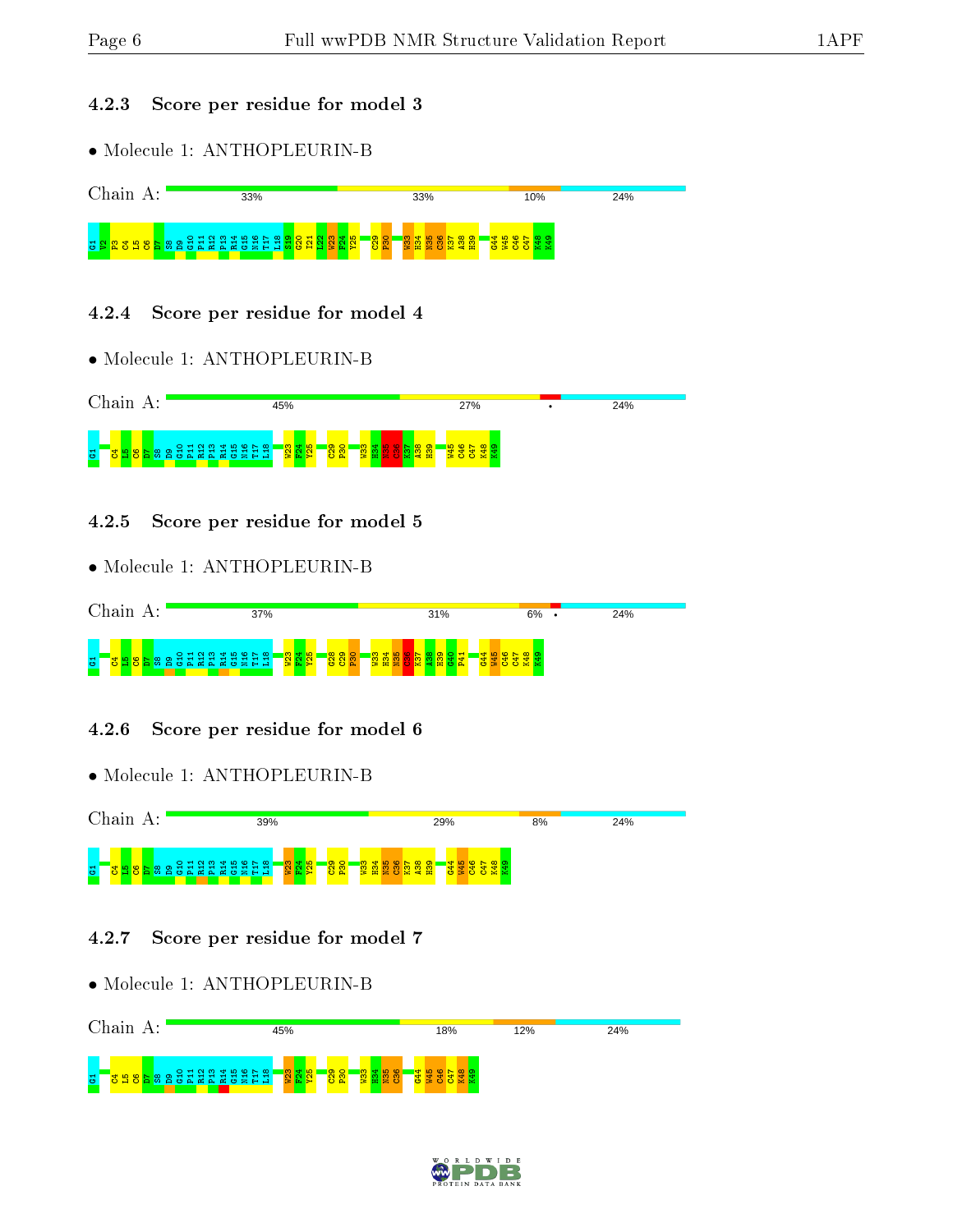### 4.2.3 Score per residue for model 3

- Molecule 1: ANTHOPLEURIN-B

Chain A: 33% | 33% | 10% | 24%

G1 V2 P3 C4 L5 C6 D7 S8 D9 G10 P11 R12 P13 R14 G15 N16 T17 L18 S19 G20 I21 L22 W23 F24 Y25 C29 P30 W33 H34 N35 C36 K37 A38 H39 G44 W45 C46 C47 K48 K49

### 4.2.4 Score per residue for model 4

- Molecule 1: ANTHOPLEURIN-B

Chain A: 45% | 27% | • | 24%

G1 C4 L5 C6 D7 S8 D9 G10 P11 R12 P13 R14 G15 N16 T17 L18 W23 F24 Y25 C29 P30 W33 H34 N35 C36 K37 A38 H39 W45 C46 C47 K48 K49

### 4.2.5 Score per residue for model 5

- Molecule 1: ANTHOPLEURIN-B

Chain A: 37% | 31% | 6% | • | 24%

G1 C4 L5 C6 D7 S8 D9 G10 P11 R12 P13 R14 G15 N16 T17 L18 W23 F24 Y25 C28 C29 P30 W33 H34 N35 C36 K37 A38 H39 G40 P41 G44 W45 C46 C47 K48 K49

### 4.2.6 Score per residue for model 6

- Molecule 1: ANTHOPLEURIN-B

Chain A: 39% | 29% | 8% | 24%

G1 C4 L5 C6 D7 S8 D9 G10 P11 R12 P13 R14 G15 N16 T17 L18 W23 F24 Y25 C29 P30 W33 H34 N35 C36 K37 A38 H39 G44 W45 C46 C47 K48 K49

### 4.2.7 Score per residue for model 7

- Molecule 1: ANTHOPLEURIN-B

Chain A: 45% | 18% | 12% | 24%

G1 C4 L5 C6 D7 S8 D9 G10 P11 R12 P13 R14 G15 N16 T17 L18 W23 F24 Y25 C29 P30 W33 H34 N35 C36 G44 W45 C46 C47 K48 K49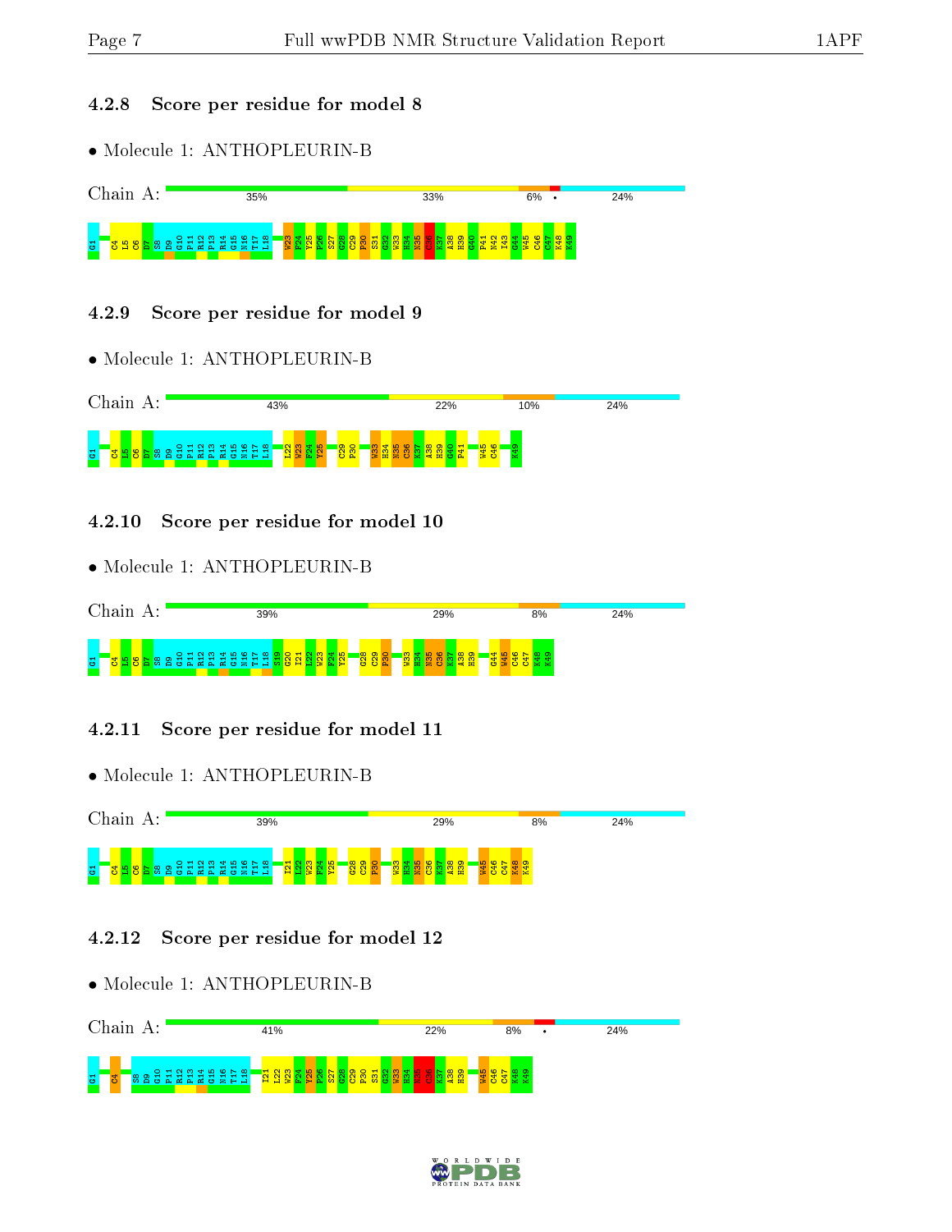### 4.2.8 Score per residue for model 8

- Molecule 1: ANTHOPLEURIN-B

Chain A: 35% 33% 6% • 24%

G1 C4 L5 C6 D7 S8 D9 G10 P11 R12 P13 R14 G15 N16 T17 L18 W23 P24 Y25 P26 S27 G28 C29 P30 S31 G32 W33 H34 N35 C36 K37 A38 H39 G40 P41 W42 I43 G44 W45 C46 C47 K48 K49

### 4.2.9 Score per residue for model 9

- Molecule 1: ANTHOPLEURIN-B

Chain A: 43% 22% 10% 24%

G1 C4 L5 C6 D7 S8 D9 G10 P11 R12 P13 R14 G15 N16 T17 L18 L22 W23 P24 Y25 C29 P30 W33 H34 N35 C36 K37 A38 H39 G40 P41 W45 C46 K49

### 4.2.10 Score per residue for model 10

- Molecule 1: ANTHOPLEURIN-B

Chain A: 39% 29% 8% 24%

G1 C4 L5 C6 D7 S8 D9 G10 P11 R12 P13 R14 G15 N16 T17 L18 S19 G20 I21 L22 W23 P24 Y25 G28 C29 P30 W33 H34 N35 C36 K37 A38 H39 G44 W45 C46 C47 K48 K49

### 4.2.11 Score per residue for model 11

- Molecule 1: ANTHOPLEURIN-B

Chain A: 39% 29% 8% 24%

G1 C4 L5 C6 D7 S8 D9 G10 P11 R12 P13 R14 G15 N16 T17 L18 I21 L22 W23 P24 Y25 G28 C29 P30 W33 H34 N35 C36 K37 A38 H39 W45 C46 C47 K48 K49

### 4.2.12 Score per residue for model 12

- Molecule 1: ANTHOPLEURIN-B

Chain A: 41% 22% 8% • 24%

G1 C4 S8 D9 G10 P11 R12 P13 R14 G15 N16 T17 L18 I21 L22 W23 P24 Y25 P26 S27 G28 C29 P30 S31 G32 W33 H34 N35 C36 K37 A38 H39 W45 C46 C47 K48 K49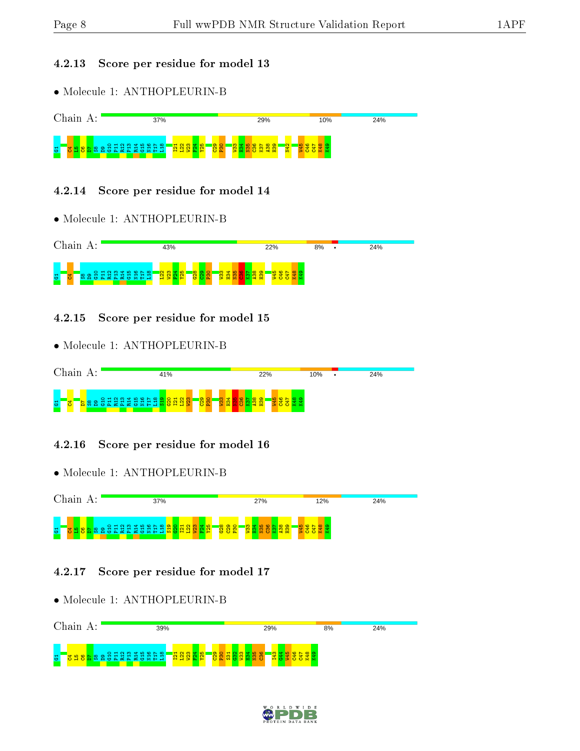### 4.2.13 Score per residue for model 13

- Molecule 1: ANTHOPLEURIN-B

Chain A: 37% | 29% | 10% | 24%

G1 C4 L5 C6 D7 S8 D9 G10 P11 R12 P13 R14 G15 N16 T17 L18 I21 L22 W23 F24 Y25 C29 P30 W33 H34 N35 C36 K37 A38 H39 N42 W45 C46 C47 K48 K49

### 4.2.14 Score per residue for model 14

- Molecule 1: ANTHOPLEURIN-B

Chain A: 43% | 22% | 8% | • | 24%

G1 C4 S8 D9 G10 P11 R12 P13 R14 G15 N16 T17 L18 L22 W23 F24 Y25 G28 C29 P30 W33 H34 N35 C36 K37 A38 H39 W45 C46 C47 K48 K49

### 4.2.15 Score per residue for model 15

- Molecule 1: ANTHOPLEURIN-B

Chain A: 41% | 22% | 10% | • | 24%

G1 C4 D7 S8 D9 G10 P11 R12 P13 R14 G15 N16 T17 L18 S19 G20 I21 L22 W23 C29 P30 W33 H34 N35 C36 K37 A38 H39 W45 C46 C47 K48 K49

### 4.2.16 Score per residue for model 16

- Molecule 1: ANTHOPLEURIN-B

Chain A: 37% | 27% | 12% | 24%

G1 C4 L5 C6 D7 S8 D9 G10 P11 R12 P13 R14 G15 N16 T17 L18 S19 G20 I21 L22 W23 F24 Y25 G28 C29 P30 W33 H34 N35 C36 K37 A38 H39 W45 C46 C47 K48 K49

### 4.2.17 Score per residue for model 17

- Molecule 1: ANTHOPLEURIN-B

Chain A: 39% | 29% | 8% | 24%

G1 C4 L5 C6 D7 S8 D9 G10 P11 R12 P13 R14 G15 N16 T17 L18 I21 L22 W23 F24 Y25 C29 P30 S31 G32 W33 H34 N35 C36 I43 G44 W45 C46 C47 K48 K49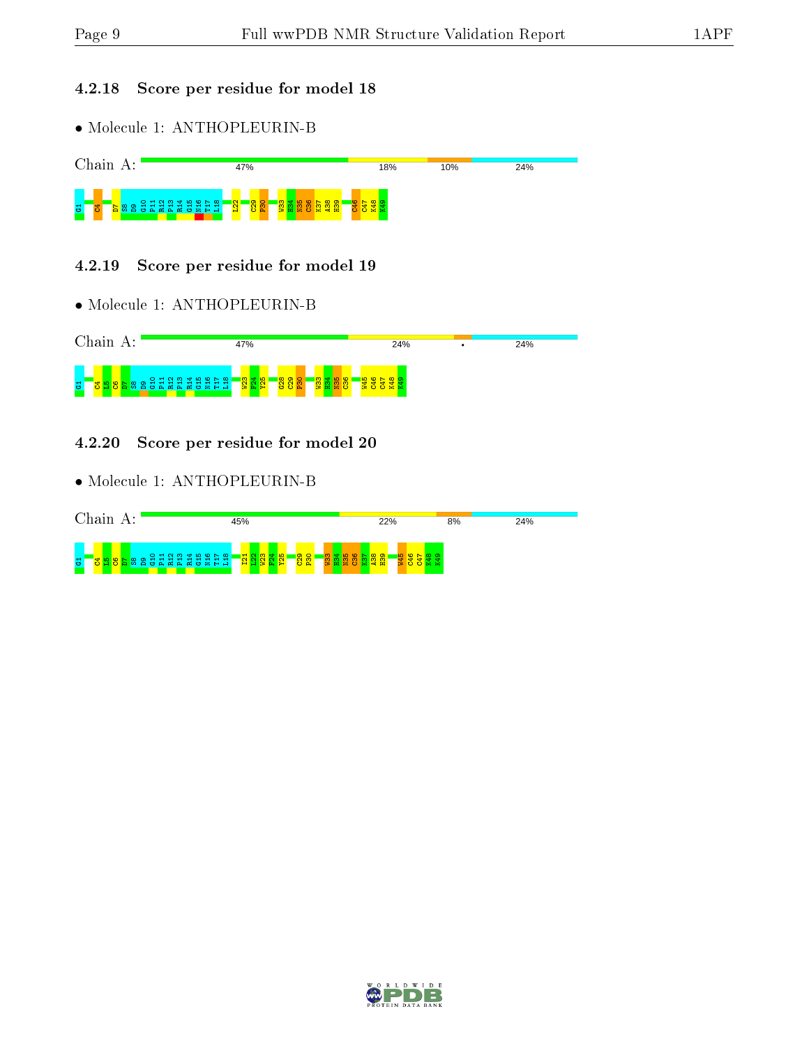### 4.2.18 Score per residue for model 18

• Molecule 1: ANTHOPLEURIN-B

Chain A: 47% 18% 10% 24%

G1 C4 D7 S8 D9 G10 P11 R12 P13 R14 G15 N16 T17 L18 L22 C29 P30 W33 H34 N35 C36 K37 A38 H39 C46 C47 K48 K49

### 4.2.19 Score per residue for model 19

• Molecule 1: ANTHOPLEURIN-B

Chain A: 47% 24% • 24%

G1 C4 L5 C6 D7 S8 D9 G10 P11 R12 P13 R14 G15 N16 T17 L18 W23 F24 Y25 G28 C29 P30 W33 H34 N35 C36 W45 C46 C47 K48 K49

### 4.2.20 Score per residue for model 20

• Molecule 1: ANTHOPLEURIN-B

Chain A: 45% 22% 8% 24%

G1 C4 L5 C6 D7 S8 D9 G10 P11 R12 P13 R14 G15 N16 T17 L18 I21 L22 W23 F24 Y25 C29 P30 W33 H34 N35 C36 K37 A38 H39 W45 C46 C47 K48 K49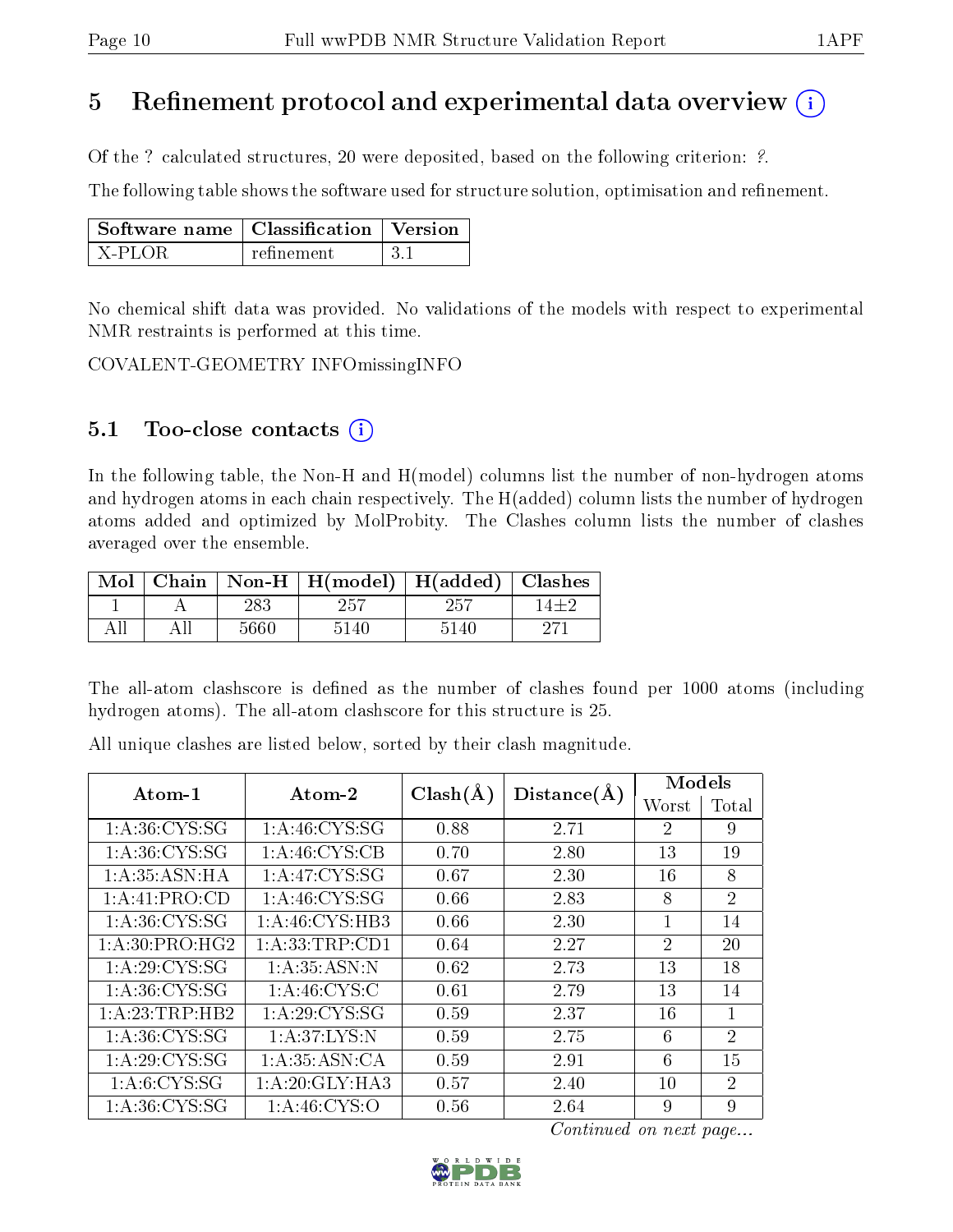# 5 Refinement protocol and experimental data overview

Of the ? calculated structures, 20 were deposited, based on the following criterion: ?.

The following table shows the software used for structure solution, optimisation and refinement.

| Software name | Classification | Version |
|---|---|---|
| X-PLOR | refinement | 3.1 |

No chemical shift data was provided. No validations of the models with respect to experimental NMR restraints is performed at this time.

COVALENT-GEOMETRY INFOmissingINFO

## 5.1 Too-close contacts

In the following table, the Non-H and H(model) columns list the number of non-hydrogen atoms and hydrogen atoms in each chain respectively. The H(added) column lists the number of hydrogen atoms added and optimized by MolProbity. The Clashes column lists the number of clashes averaged over the ensemble.

| Mol | Chain | Non-H | H(model) | H(added) | Clashes |
|---|---|---|---|---|---|
| 1 | A | 283 | 257 | 257 | 14±2 |
| All | All | 5660 | 5140 | 5140 | 271 |

The all-atom clashscore is defined as the number of clashes found per 1000 atoms (including hydrogen atoms). The all-atom clashscore for this structure is 25.

All unique clashes are listed below, sorted by their clash magnitude.

| Atom-1 | Atom-2 | Clash(Å) | Distance(Å) | Models | |
|---|---|---|---|---|---|
| | | | | Worst | Total |
| 1:A:36:CYS:SG | 1:A:46:CYS:SG | 0.88 | 2.71 | 2 | 9 |
| 1:A:36:CYS:SG | 1:A:46:CYS:CB | 0.70 | 2.80 | 13 | 19 |
| 1:A:35:ASN:HA | 1:A:47:CYS:SG | 0.67 | 2.30 | 16 | 8 |
| 1:A:41:PRO:CD | 1:A:46:CYS:SG | 0.66 | 2.83 | 8 | 2 |
| 1:A:36:CYS:SG | 1:A:46:CYS:HB3 | 0.66 | 2.30 | 1 | 14 |
| 1:A:30:PRO:HG2 | 1:A:33:TRP:CD1 | 0.64 | 2.27 | 2 | 20 |
| 1:A:29:CYS:SG | 1:A:35:ASN:N | 0.62 | 2.73 | 13 | 18 |
| 1:A:36:CYS:SG | 1:A:46:CYS:C | 0.61 | 2.79 | 13 | 14 |
| 1:A:23:TRP:HB2 | 1:A:29:CYS:SG | 0.59 | 2.37 | 16 | 1 |
| 1:A:36:CYS:SG | 1:A:37:LYS:N | 0.59 | 2.75 | 6 | 2 |
| 1:A:29:CYS:SG | 1:A:35:ASN:CA | 0.59 | 2.91 | 6 | 15 |
| 1:A:6:CYS:SG | 1:A:20:GLY:HA3 | 0.57 | 2.40 | 10 | 2 |
| 1:A:36:CYS:SG | 1:A:46:CYS:O | 0.56 | 2.64 | 9 | 9 |

*Continued on next page...*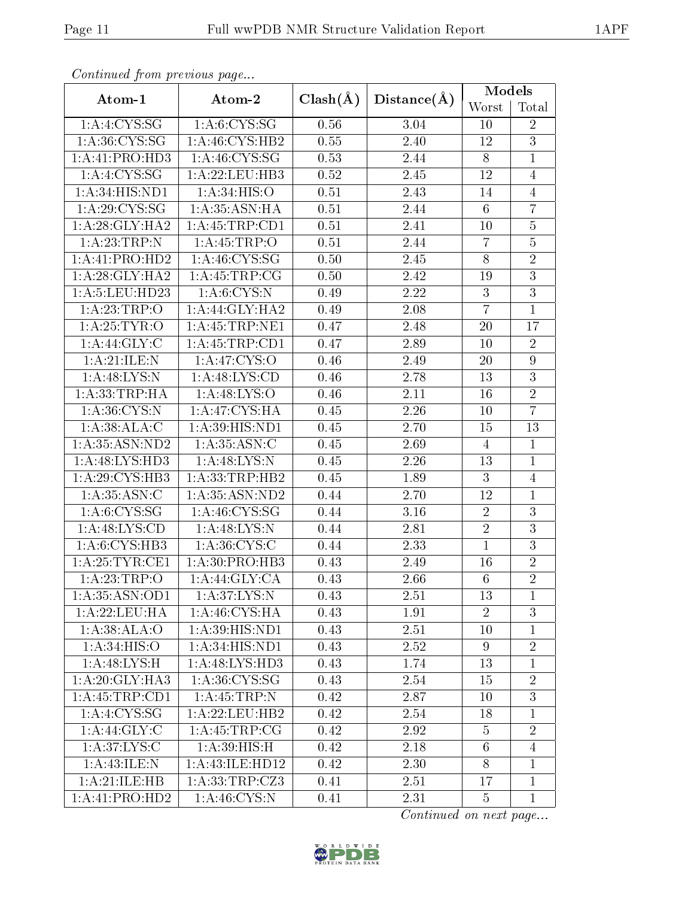*Continued from previous page...*

| Atom-1 | Atom-2 | Clash(Å) | Distance(Å) | Models | |
|---|---|---|---|---|---|
| | | | | Worst | Total |
| 1:A:4:CYS:SG | 1:A:6:CYS:SG | 0.56 | 3.04 | 10 | 2 |
| 1:A:36:CYS:SG | 1:A:46:CYS:HB2 | 0.55 | 2.40 | 12 | 3 |
| 1:A:41:PRO:HD3 | 1:A:46:CYS:SG | 0.53 | 2.44 | 8 | 1 |
| 1:A:4:CYS:SG | 1:A:22:LEU:HB3 | 0.52 | 2.45 | 12 | 4 |
| 1:A:34:HIS:ND1 | 1:A:34:HIS:O | 0.51 | 2.43 | 14 | 4 |
| 1:A:29:CYS:SG | 1:A:35:ASN:HA | 0.51 | 2.44 | 6 | 7 |
| 1:A:28:GLY:HA2 | 1:A:45:TRP:CD1 | 0.51 | 2.41 | 10 | 5 |
| 1:A:23:TRP:N | 1:A:45:TRP:O | 0.51 | 2.44 | 7 | 5 |
| 1:A:41:PRO:HD2 | 1:A:46:CYS:SG | 0.50 | 2.45 | 8 | 2 |
| 1:A:28:GLY:HA2 | 1:A:45:TRP:CG | 0.50 | 2.42 | 19 | 3 |
| 1:A:5:LEU:HD23 | 1:A:6:CYS:N | 0.49 | 2.22 | 3 | 3 |
| 1:A:23:TRP:O | 1:A:44:GLY:HA2 | 0.49 | 2.08 | 7 | 1 |
| 1:A:25:TYR:O | 1:A:45:TRP:NE1 | 0.47 | 2.48 | 20 | 17 |
| 1:A:44:GLY:C | 1:A:45:TRP:CD1 | 0.47 | 2.89 | 10 | 2 |
| 1:A:21:ILE:N | 1:A:47:CYS:O | 0.46 | 2.49 | 20 | 9 |
| 1:A:48:LYS:N | 1:A:48:LYS:CD | 0.46 | 2.78 | 13 | 3 |
| 1:A:33:TRP:HA | 1:A:48:LYS:O | 0.46 | 2.11 | 16 | 2 |
| 1:A:36:CYS:N | 1:A:47:CYS:HA | 0.45 | 2.26 | 10 | 7 |
| 1:A:38:ALA:C | 1:A:39:HIS:ND1 | 0.45 | 2.70 | 15 | 13 |
| 1:A:35:ASN:ND2 | 1:A:35:ASN:C | 0.45 | 2.69 | 4 | 1 |
| 1:A:48:LYS:HD3 | 1:A:48:LYS:N | 0.45 | 2.26 | 13 | 1 |
| 1:A:29:CYS:HB3 | 1:A:33:TRP:HB2 | 0.45 | 1.89 | 3 | 4 |
| 1:A:35:ASN:C | 1:A:35:ASN:ND2 | 0.44 | 2.70 | 12 | 1 |
| 1:A:6:CYS:SG | 1:A:46:CYS:SG | 0.44 | 3.16 | 2 | 3 |
| 1:A:48:LYS:CD | 1:A:48:LYS:N | 0.44 | 2.81 | 2 | 3 |
| 1:A:6:CYS:HB3 | 1:A:36:CYS:C | 0.44 | 2.33 | 1 | 3 |
| 1:A:25:TYR:CE1 | 1:A:30:PRO:HB3 | 0.43 | 2.49 | 16 | 2 |
| 1:A:23:TRP:O | 1:A:44:GLY:CA | 0.43 | 2.66 | 6 | 2 |
| 1:A:35:ASN:OD1 | 1:A:37:LYS:N | 0.43 | 2.51 | 13 | 1 |
| 1:A:22:LEU:HA | 1:A:46:CYS:HA | 0.43 | 1.91 | 2 | 3 |
| 1:A:38:ALA:O | 1:A:39:HIS:ND1 | 0.43 | 2.51 | 10 | 1 |
| 1:A:34:HIS:O | 1:A:34:HIS:ND1 | 0.43 | 2.52 | 9 | 2 |
| 1:A:48:LYS:H | 1:A:48:LYS:HD3 | 0.43 | 1.74 | 13 | 1 |
| 1:A:20:GLY:HA3 | 1:A:36:CYS:SG | 0.43 | 2.54 | 15 | 2 |
| 1:A:45:TRP:CD1 | 1:A:45:TRP:N | 0.42 | 2.87 | 10 | 3 |
| 1:A:4:CYS:SG | 1:A:22:LEU:HB2 | 0.42 | 2.54 | 18 | 1 |
| 1:A:44:GLY:C | 1:A:45:TRP:CG | 0.42 | 2.92 | 5 | 2 |
| 1:A:37:LYS:C | 1:A:39:HIS:H | 0.42 | 2.18 | 6 | 4 |
| 1:A:43:ILE:N | 1:A:43:ILE:HD12 | 0.42 | 2.30 | 8 | 1 |
| 1:A:21:ILE:HB | 1:A:33:TRP:CZ3 | 0.41 | 2.51 | 17 | 1 |
| 1:A:41:PRO:HD2 | 1:A:46:CYS:N | 0.41 | 2.31 | 5 | 1 |

*Continued on next page...*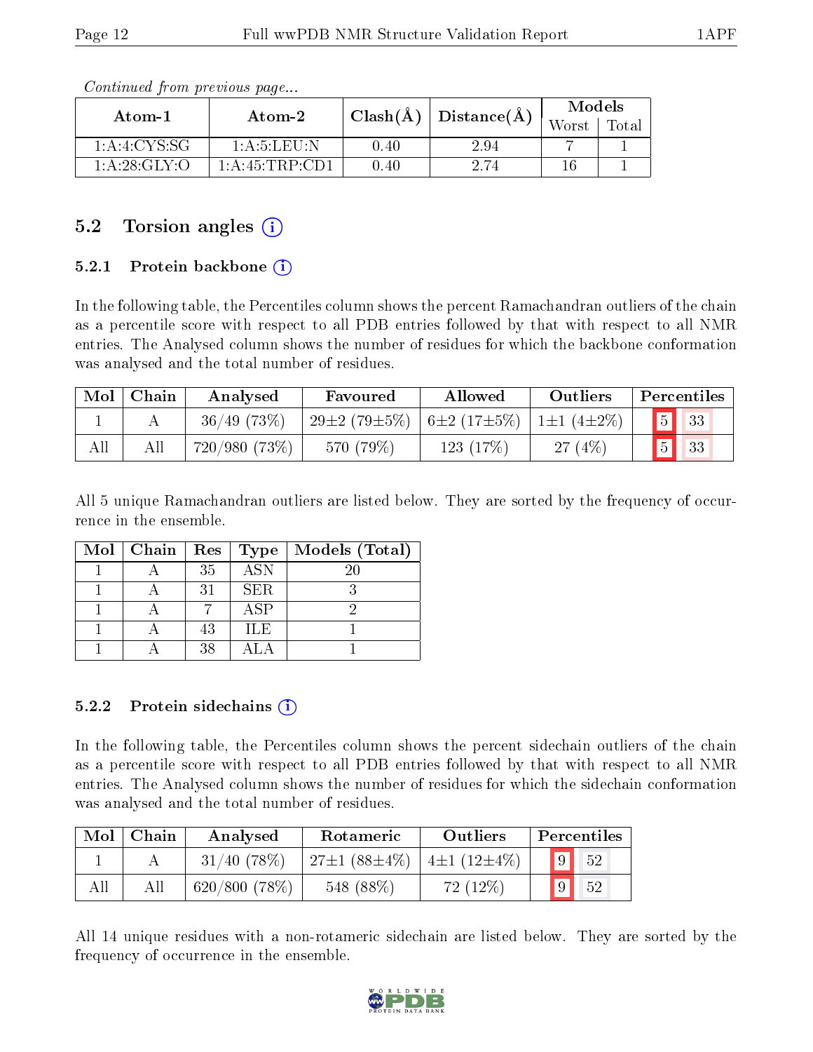*Continued from previous page...*

| Atom-1 | Atom-2 | Clash(Å) | Distance(Å) | Models | |
|---|---|---|---|---|---|
| | | | | Worst | Total |
| 1:A:4:CYS:SG | 1:A:5:LEU:N | 0.40 | 2.94 | 7 | 1 |
| 1:A:28:GLY:O | 1:A:45:TRP:CD1 | 0.40 | 2.74 | 16 | 1 |

## 5.2 Torsion angles

### 5.2.1 Protein backbone

In the following table, the Percentiles column shows the percent Ramachandran outliers of the chain as a percentile score with respect to all PDB entries followed by that with respect to all NMR entries. The Analysed column shows the number of residues for which the backbone conformation was analysed and the total number of residues.

| Mol | Chain | Analysed | Favoured | Allowed | Outliers | Percentiles | |
|---|---|---|---|---|---|---|---|
| 1 | A | 36/49 (73%) | 29±2 (79±5%) | 6±2 (17±5%) | 1±1 (4±2%) | 5 | 33 |
| All | All | 720/980 (73%) | 570 (79%) | 123 (17%) | 27 (4%) | 5 | 33 |

All 5 unique Ramachandran outliers are listed below. They are sorted by the frequency of occurrence in the ensemble.

| Mol | Chain | Res | Type | Models (Total) |
|---|---|---|---|---|
| 1 | A | 35 | ASN | 20 |
| 1 | A | 31 | SER | 3 |
| 1 | A | 7 | ASP | 2 |
| 1 | A | 43 | ILE | 1 |
| 1 | A | 38 | ALA | 1 |

### 5.2.2 Protein sidechains

In the following table, the Percentiles column shows the percent sidechain outliers of the chain as a percentile score with respect to all PDB entries followed by that with respect to all NMR entries. The Analysed column shows the number of residues for which the sidechain conformation was analysed and the total number of residues.

| Mol | Chain | Analysed | Rotameric | Outliers | Percentiles | |
|---|---|---|---|---|---|---|
| 1 | A | 31/40 (78%) | 27±1 (88±4%) | 4±1 (12±4%) | 9 | 52 |
| All | All | 620/800 (78%) | 548 (88%) | 72 (12%) | 9 | 52 |

All 14 unique residues with a non-rotameric sidechain are listed below. They are sorted by the frequency of occurrence in the ensemble.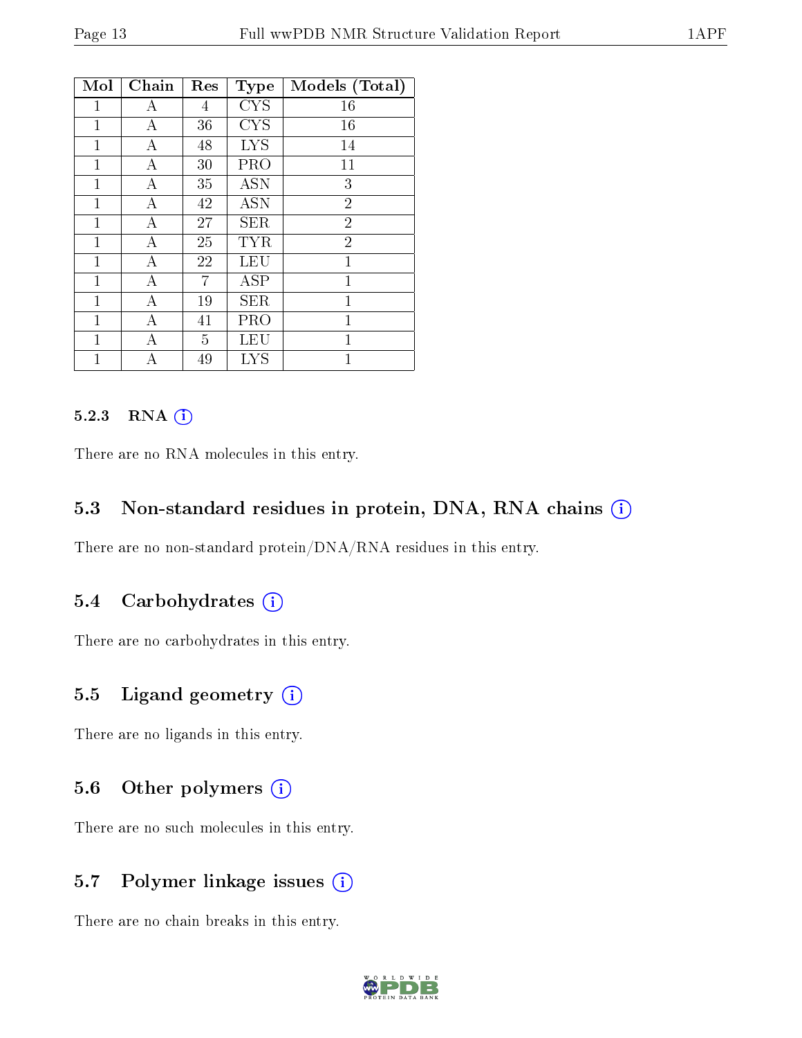| Mol | Chain | Res | Type | Models (Total) |
|---|---|---|---|---|
| 1 | A | 4 | CYS | 16 |
| 1 | A | 36 | CYS | 16 |
| 1 | A | 48 | LYS | 14 |
| 1 | A | 30 | PRO | 11 |
| 1 | A | 35 | ASN | 3 |
| 1 | A | 42 | ASN | 2 |
| 1 | A | 27 | SER | 2 |
| 1 | A | 25 | TYR | 2 |
| 1 | A | 22 | LEU | 1 |
| 1 | A | 7 | ASP | 1 |
| 1 | A | 19 | SER | 1 |
| 1 | A | 41 | PRO | 1 |
| 1 | A | 5 | LEU | 1 |
| 1 | A | 49 | LYS | 1 |

### 5.2.3 RNA

There are no RNA molecules in this entry.

## 5.3 Non-standard residues in protein, DNA, RNA chains

There are no non-standard protein/DNA/RNA residues in this entry.

## 5.4 Carbohydrates

There are no carbohydrates in this entry.

## 5.5 Ligand geometry

There are no ligands in this entry.

## 5.6 Other polymers

There are no such molecules in this entry.

## 5.7 Polymer linkage issues

There are no chain breaks in this entry.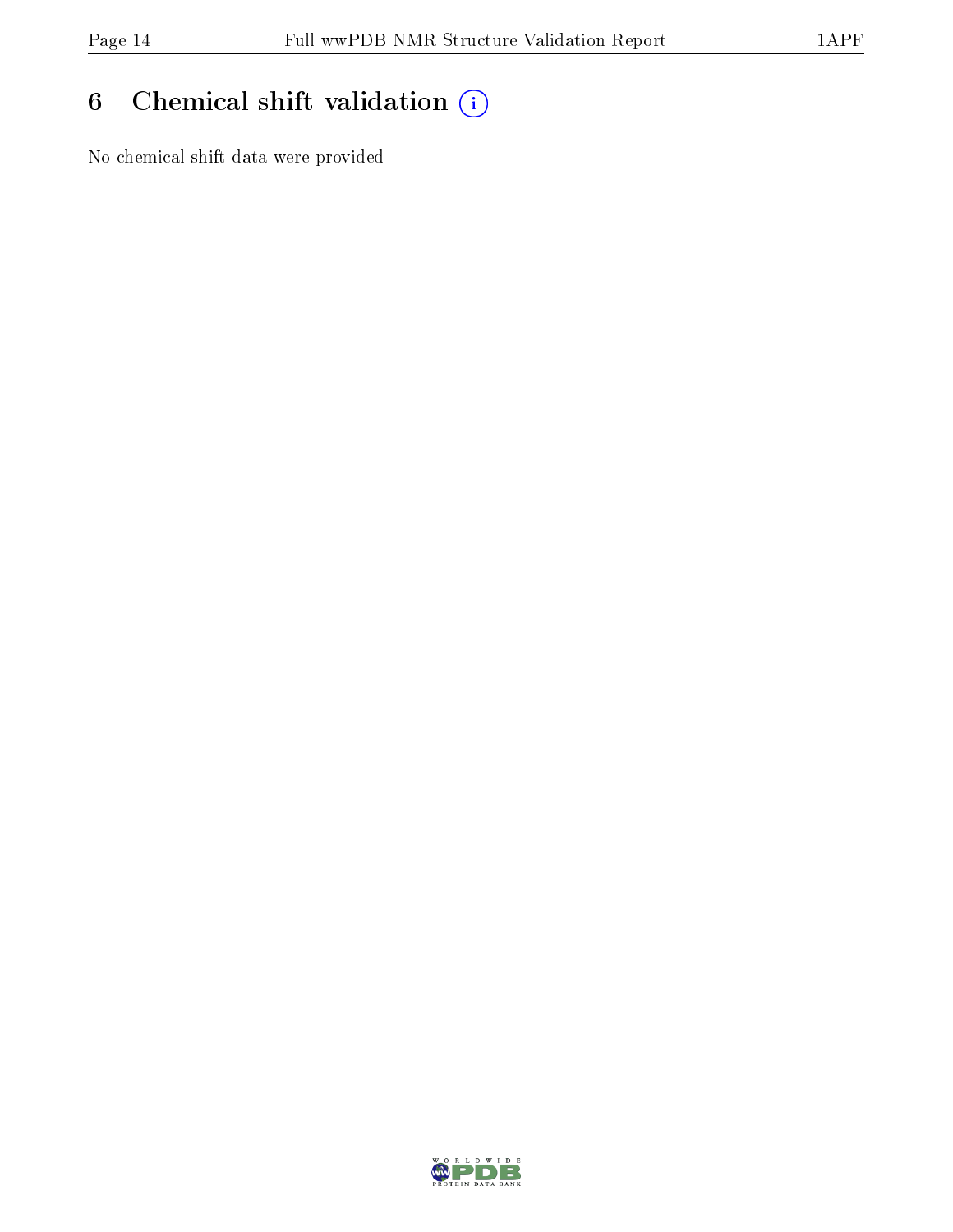# 6 Chemical shift validation

No chemical shift data were provided